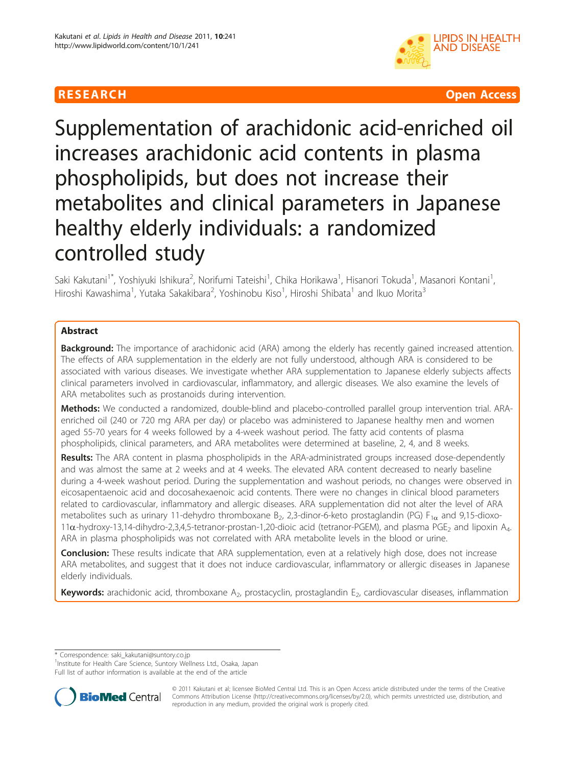RESEARCH Open Access

# Supplementation of arachidonic acid-enriched oil increases arachidonic acid contents in plasma phospholipids, but does not increase their metabolites and clinical parameters in Japanese healthy elderly individuals: a randomized controlled study

Saki Kakutani[1*], Yoshiyuki Ishikura[2], Norifumi Tateishi[1], Chika Horikawa[1], Hisanori Tokuda[1], Masanori Kontani[1], Hiroshi Kawashima[1], Yutaka Sakakibara[2], Yoshinobu Kiso[1], Hiroshi Shibata[1] and Ikuo Morita[3]

## Abstract

**Background:** The importance of arachidonic acid (ARA) among the elderly has recently gained increased attention. The effects of ARA supplementation in the elderly are not fully understood, although ARA is considered to be associated with various diseases. We investigate whether ARA supplementation to Japanese elderly subjects affects clinical parameters involved in cardiovascular, inflammatory, and allergic diseases. We also examine the levels of ARA metabolites such as prostanoids during intervention.

**Methods:** We conducted a randomized, double-blind and placebo-controlled parallel group intervention trial. ARA-enriched oil (240 or 720 mg ARA per day) or placebo was administered to Japanese healthy men and women aged 55-70 years for 4 weeks followed by a 4-week washout period. The fatty acid contents of plasma phospholipids, clinical parameters, and ARA metabolites were determined at baseline, 2, 4, and 8 weeks.

**Results:** The ARA content in plasma phospholipids in the ARA-administrated groups increased dose-dependently and was almost the same at 2 weeks and at 4 weeks. The elevated ARA content decreased to nearly baseline during a 4-week washout period. During the supplementation and washout periods, no changes were observed in eicosapentaenoic acid and docosahexaenoic acid contents. There were no changes in clinical blood parameters related to cardiovascular, inflammatory and allergic diseases. ARA supplementation did not alter the level of ARA metabolites such as urinary 11-dehydro thromboxane $B_2$, 2,3-dinor-6-keto prostaglandin (PG) $F_{1\alpha}$ and 9,15-dioxo-11$\alpha$-hydroxy-13,14-dihydro-2,3,4,5-tetranor-prostan-1,20-dioic acid (tetranor-PGEM), and plasma $PGE_2$ and lipoxin $A_4$. ARA in plasma phospholipids was not correlated with ARA metabolite levels in the blood or urine.

**Conclusion:** These results indicate that ARA supplementation, even at a relatively high dose, does not increase ARA metabolites, and suggest that it does not induce cardiovascular, inflammatory or allergic diseases in Japanese elderly individuals.

**Keywords:** arachidonic acid, thromboxane $A_2$, prostacyclin, prostaglandin $E_2$, cardiovascular diseases, inflammation

\* Correspondence: saki_kakutani@suntory.co.jp
[1]Institute for Health Care Science, Suntory Wellness Ltd., Osaka, Japan
Full list of author information is available at the end of the article

© 2011 Kakutani et al; licensee BioMed Central Ltd. This is an Open Access article distributed under the terms of the Creative Commons Attribution License (http://creativecommons.org/licenses/by/2.0), which permits unrestricted use, distribution, and reproduction in any medium, provided the original work is properly cited.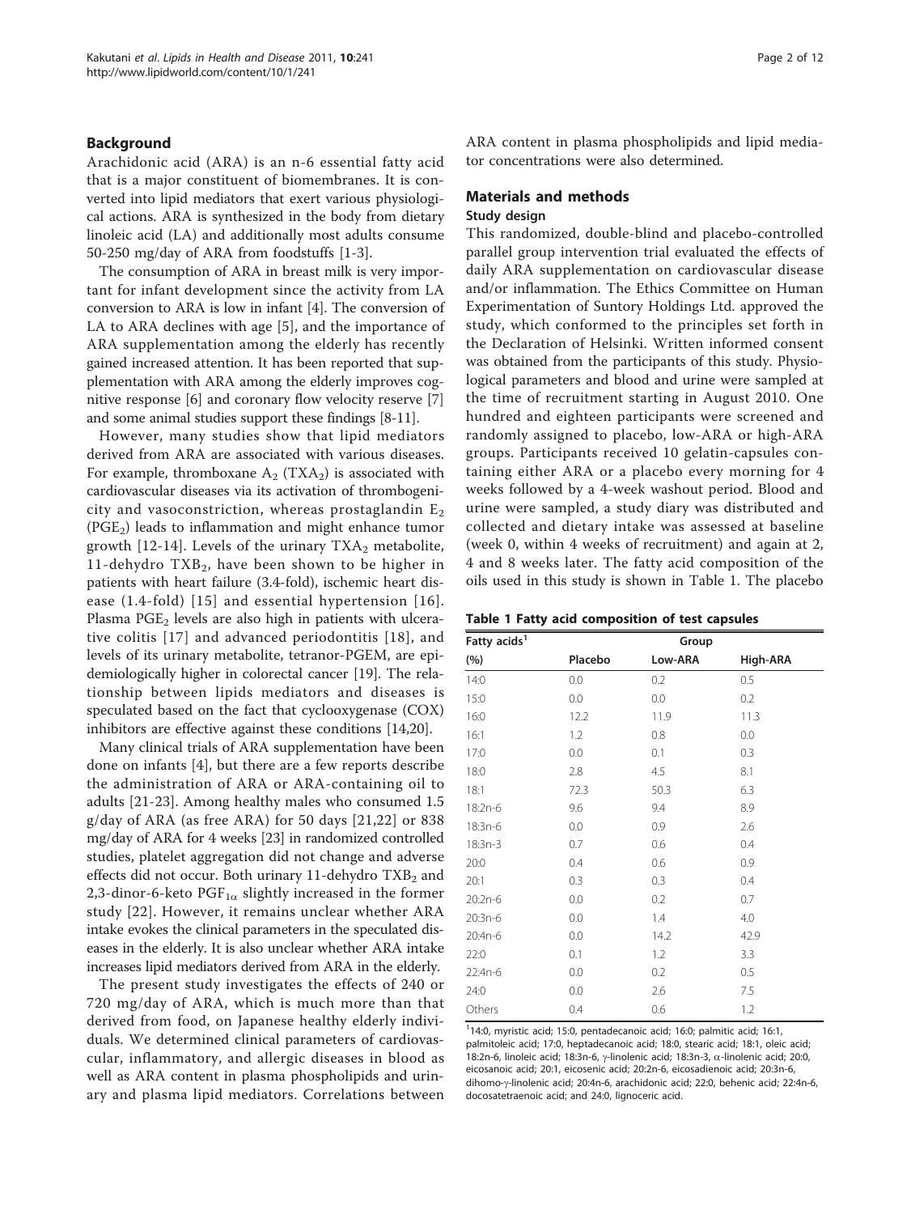## Background

Arachidonic acid (ARA) is an n-6 essential fatty acid that is a major constituent of biomembranes. It is converted into lipid mediators that exert various physiological actions. ARA is synthesized in the body from dietary linoleic acid (LA) and additionally most adults consume 50-250 mg/day of ARA from foodstuffs [1-3].

The consumption of ARA in breast milk is very important for infant development since the activity from LA conversion to ARA is low in infant [4]. The conversion of LA to ARA declines with age [5], and the importance of ARA supplementation among the elderly has recently gained increased attention. It has been reported that supplementation with ARA among the elderly improves cognitive response [6] and coronary flow velocity reserve [7] and some animal studies support these findings [8-11].

However, many studies show that lipid mediators derived from ARA are associated with various diseases. For example, thromboxane $A_2$ ($TXA_2$) is associated with cardiovascular diseases via its activation of thrombogenicity and vasoconstriction, whereas prostaglandin $E_2$ ($PGE_2$) leads to inflammation and might enhance tumor growth [12-14]. Levels of the urinary $TXA_2$ metabolite, 11-dehydro $TXB_2$, have been shown to be higher in patients with heart failure (3.4-fold), ischemic heart disease (1.4-fold) [15] and essential hypertension [16]. Plasma $PGE_2$ levels are also high in patients with ulcerative colitis [17] and advanced periodontitis [18], and levels of its urinary metabolite, tetranor-PGEM, are epidemiologically higher in colorectal cancer [19]. The relationship between lipids mediators and diseases is speculated based on the fact that cyclooxygenase (COX) inhibitors are effective against these conditions [14,20].

Many clinical trials of ARA supplementation have been done on infants [4], but there are a few reports describe the administration of ARA or ARA-containing oil to adults [21-23]. Among healthy males who consumed 1.5 g/day of ARA (as free ARA) for 50 days [21,22] or 838 mg/day of ARA for 4 weeks [23] in randomized controlled studies, platelet aggregation did not change and adverse effects did not occur. Both urinary 11-dehydro $TXB_2$ and 2,3-dinor-6-keto $PGF_{1\alpha}$ slightly increased in the former study [22]. However, it remains unclear whether ARA intake evokes the clinical parameters in the speculated diseases in the elderly. It is also unclear whether ARA intake increases lipid mediators derived from ARA in the elderly.

The present study investigates the effects of 240 or 720 mg/day of ARA, which is much more than that derived from food, on Japanese healthy elderly individuals. We determined clinical parameters of cardiovascular, inflammatory, and allergic diseases in blood as well as ARA content in plasma phospholipids and urinary and plasma lipid mediators. Correlations between ARA content in plasma phospholipids and lipid mediator concentrations were also determined.

## Materials and methods

### Study design

This randomized, double-blind and placebo-controlled parallel group intervention trial evaluated the effects of daily ARA supplementation on cardiovascular disease and/or inflammation. The Ethics Committee on Human Experimentation of Suntory Holdings Ltd. approved the study, which conformed to the principles set forth in the Declaration of Helsinki. Written informed consent was obtained from the participants of this study. Physiological parameters and blood and urine were sampled at the time of recruitment starting in August 2010. One hundred and eighteen participants were screened and randomly assigned to placebo, low-ARA or high-ARA groups. Participants received 10 gelatin-capsules containing either ARA or a placebo every morning for 4 weeks followed by a 4-week washout period. Blood and urine were sampled, a study diary was distributed and collected and dietary intake was assessed at baseline (week 0, within 4 weeks of recruitment) and again at 2, 4 and 8 weeks later. The fatty acid composition of the oils used in this study is shown in Table 1. The placebo

**Table 1 Fatty acid composition of test capsules**

| Fatty acids[1] | Group | | |
|---|---|---|---|
| (%) | Placebo | Low-ARA | High-ARA |
| 14:0 | 0.0 | 0.2 | 0.5 |
| 15:0 | 0.0 | 0.0 | 0.2 |
| 16:0 | 12.2 | 11.9 | 11.3 |
| 16:1 | 1.2 | 0.8 | 0.0 |
| 17:0 | 0.0 | 0.1 | 0.3 |
| 18:0 | 2.8 | 4.5 | 8.1 |
| 18:1 | 72.3 | 50.3 | 6.3 |
| 18:2n-6 | 9.6 | 9.4 | 8.9 |
| 18:3n-6 | 0.0 | 0.9 | 2.6 |
| 18:3n-3 | 0.7 | 0.6 | 0.4 |
| 20:0 | 0.4 | 0.6 | 0.9 |
| 20:1 | 0.3 | 0.3 | 0.4 |
| 20:2n-6 | 0.0 | 0.2 | 0.7 |
| 20:3n-6 | 0.0 | 1.4 | 4.0 |
| 20:4n-6 | 0.0 | 14.2 | 42.9 |
| 22:0 | 0.1 | 1.2 | 3.3 |
| 22:4n-6 | 0.0 | 0.2 | 0.5 |
| 24:0 | 0.0 | 2.6 | 7.5 |
| Others | 0.4 | 0.6 | 1.2 |

[1]14:0, myristic acid; 15:0, pentadecanoic acid; 16:0; palmitic acid; 16:1, palmitoleic acid; 17:0, heptadecanoic acid; 18:0, stearic acid; 18:1, oleic acid; 18:2n-6, linoleic acid; 18:3n-6, γ-linolenic acid; 18:3n-3, α-linolenic acid; 20:0, eicosanoic acid; 20:1, eicosenic acid; 20:2n-6, eicosadienoic acid; 20:3n-6, dihomo-γ-linolenic acid; 20:4n-6, arachidonic acid; 22:0, behenic acid; 22:4n-6, docosatetraenoic acid; and 24:0, lignoceric acid.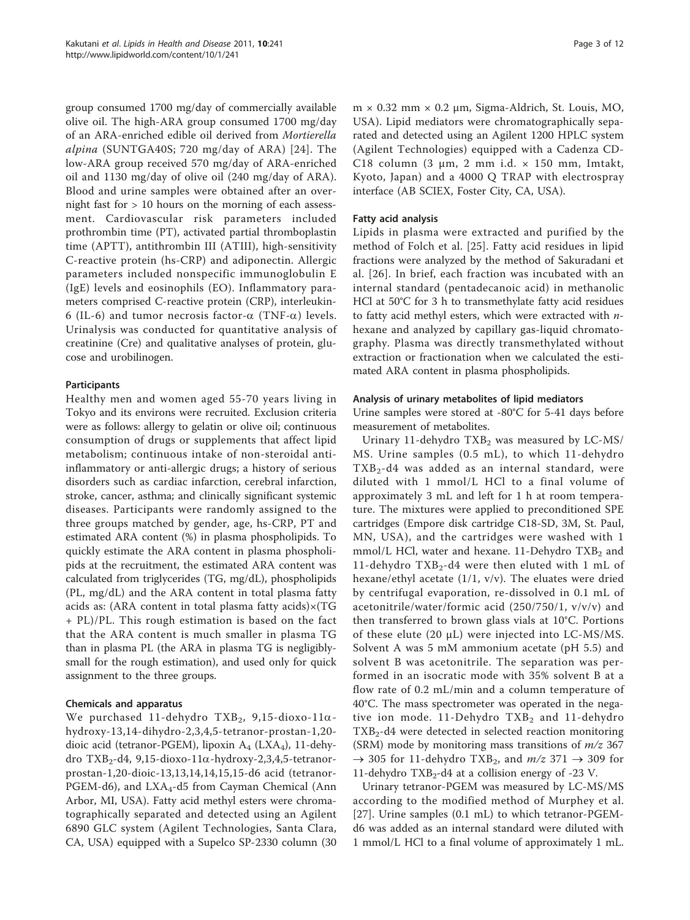group consumed 1700 mg/day of commercially available olive oil. The high-ARA group consumed 1700 mg/day of an ARA-enriched edible oil derived from *Mortierella alpina* (SUNTGA40S; 720 mg/day of ARA) [24]. The low-ARA group received 570 mg/day of ARA-enriched oil and 1130 mg/day of olive oil (240 mg/day of ARA). Blood and urine samples were obtained after an overnight fast for > 10 hours on the morning of each assessment. Cardiovascular risk parameters included prothrombin time (PT), activated partial thromboplastin time (APTT), antithrombin III (ATIII), high-sensitivity C-reactive protein (hs-CRP) and adiponectin. Allergic parameters included nonspecific immunoglobulin E (IgE) levels and eosinophils (EO). Inflammatory parameters comprised C-reactive protein (CRP), interleukin-6 (IL-6) and tumor necrosis factor-α (TNF-α) levels. Urinalysis was conducted for quantitative analysis of creatinine (Cre) and qualitative analyses of protein, glucose and urobilinogen.

### Participants

Healthy men and women aged 55-70 years living in Tokyo and its environs were recruited. Exclusion criteria were as follows: allergy to gelatin or olive oil; continuous consumption of drugs or supplements that affect lipid metabolism; continuous intake of non-steroidal anti-inflammatory or anti-allergic drugs; a history of serious disorders such as cardiac infarction, cerebral infarction, stroke, cancer, asthma; and clinically significant systemic diseases. Participants were randomly assigned to the three groups matched by gender, age, hs-CRP, PT and estimated ARA content (%) in plasma phospholipids. To quickly estimate the ARA content in plasma phospholipids at the recruitment, the estimated ARA content was calculated from triglycerides (TG, mg/dL), phospholipids (PL, mg/dL) and the ARA content in total plasma fatty acids as: (ARA content in total plasma fatty acids)×(TG + PL)/PL. This rough estimation is based on the fact that the ARA content is much smaller in plasma TG than in plasma PL (the ARA in plasma TG is negligibly-small for the rough estimation), and used only for quick assignment to the three groups.

### Chemicals and apparatus

We purchased 11-dehydro $TXB_2$, 9,15-dioxo-11α-hydroxy-13,14-dihydro-2,3,4,5-tetranor-prostan-1,20-dioic acid (tetranor-PGEM), lipoxin $A_4$ ($LXA_4$), 11-dehydro $TXB_2$-d4, 9,15-dioxo-11α-hydroxy-2,3,4,5-tetranor-prostan-1,20-dioic-13,13,14,14,15,15-d6 acid (tetranor-PGEM-d6), and $LXA_4$-d5 from Cayman Chemical (Ann Arbor, MI, USA). Fatty acid methyl esters were chromatographically separated and detected using an Agilent 6890 GLC system (Agilent Technologies, Santa Clara, CA, USA) equipped with a Supelco SP-2330 column (30 m × 0.32 mm × 0.2 μm, Sigma-Aldrich, St. Louis, MO, USA). Lipid mediators were chromatographically separated and detected using an Agilent 1200 HPLC system (Agilent Technologies) equipped with a Cadenza CD-C18 column (3 μm, 2 mm i.d. × 150 mm, Imtakt, Kyoto, Japan) and a 4000 Q TRAP with electrospray interface (AB SCIEX, Foster City, CA, USA).

### Fatty acid analysis

Lipids in plasma were extracted and purified by the method of Folch et al. [25]. Fatty acid residues in lipid fractions were analyzed by the method of Sakuradani et al. [26]. In brief, each fraction was incubated with an internal standard (pentadecanoic acid) in methanolic HCl at 50°C for 3 h to transmethylate fatty acid residues to fatty acid methyl esters, which were extracted with *n*-hexane and analyzed by capillary gas-liquid chromatography. Plasma was directly transmethylated without extraction or fractionation when we calculated the estimated ARA content in plasma phospholipids.

### Analysis of urinary metabolites of lipid mediators

Urine samples were stored at -80°C for 5-41 days before measurement of metabolites.

Urinary 11-dehydro $TXB_2$ was measured by LC-MS/MS. Urine samples (0.5 mL), to which 11-dehydro $TXB_2$-d4 was added as an internal standard, were diluted with 1 mmol/L HCl to a final volume of approximately 3 mL and left for 1 h at room temperature. The mixtures were applied to preconditioned SPE cartridges (Empore disk cartridge C18-SD, 3M, St. Paul, MN, USA), and the cartridges were washed with 1 mmol/L HCl, water and hexane. 11-Dehydro $TXB_2$ and 11-dehydro $TXB_2$-d4 were then eluted with 1 mL of hexane/ethyl acetate (1/1, v/v). The eluates were dried by centrifugal evaporation, re-dissolved in 0.1 mL of acetonitrile/water/formic acid (250/750/1, v/v/v) and then transferred to brown glass vials at 10°C. Portions of these elute (20 μL) were injected into LC-MS/MS. Solvent A was 5 mM ammonium acetate (pH 5.5) and solvent B was acetonitrile. The separation was performed in an isocratic mode with 35% solvent B at a flow rate of 0.2 mL/min and a column temperature of 40°C. The mass spectrometer was operated in the negative ion mode. 11-Dehydro $TXB_2$ and 11-dehydro $TXB_2$-d4 were detected in selected reaction monitoring (SRM) mode by monitoring mass transitions of $m/z$ 367 → 305 for 11-dehydro $TXB_2$, and $m/z$ 371 → 309 for 11-dehydro $TXB_2$-d4 at a collision energy of -23 V.

Urinary tetranor-PGEM was measured by LC-MS/MS according to the modified method of Murphey et al. [27]. Urine samples (0.1 mL) to which tetranor-PGEM-d6 was added as an internal standard were diluted with 1 mmol/L HCl to a final volume of approximately 1 mL.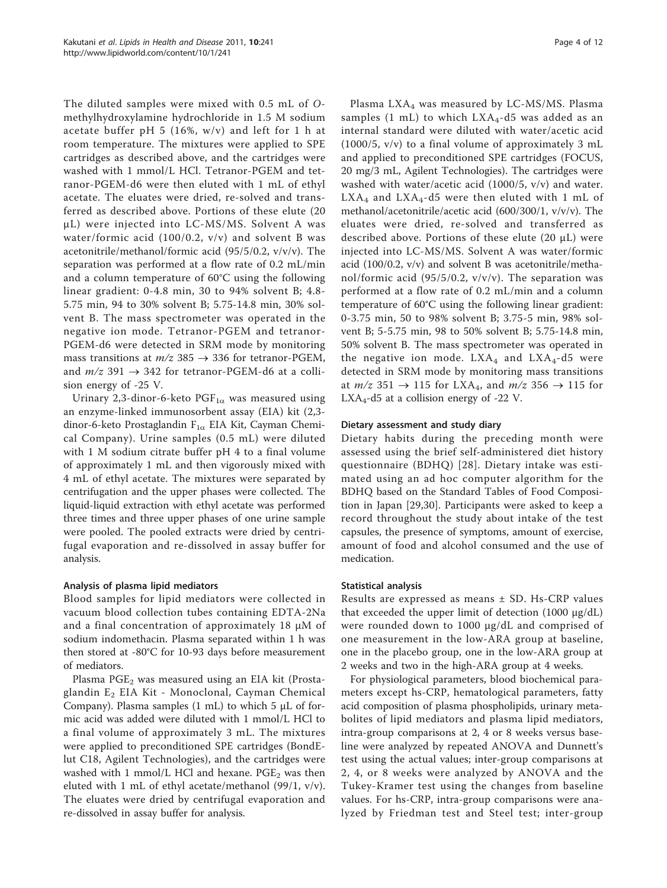The diluted samples were mixed with 0.5 mL of O-methylhydroxylamine hydrochloride in 1.5 M sodium acetate buffer pH 5 (16%, w/v) and left for 1 h at room temperature. The mixtures were applied to SPE cartridges as described above, and the cartridges were washed with 1 mmol/L HCl. Tetranor-PGEM and tetranor-PGEM-d6 were then eluted with 1 mL of ethyl acetate. The eluates were dried, re-solved and transferred as described above. Portions of these elute (20 μL) were injected into LC-MS/MS. Solvent A was water/formic acid (100/0.2, v/v) and solvent B was acetonitrile/methanol/formic acid (95/5/0.2, v/v/v). The separation was performed at a flow rate of 0.2 mL/min and a column temperature of 60°C using the following linear gradient: 0-4.8 min, 30 to 94% solvent B; 4.8-5.75 min, 94 to 30% solvent B; 5.75-14.8 min, 30% solvent B. The mass spectrometer was operated in the negative ion mode. Tetranor-PGEM and tetranor-PGEM-d6 were detected in SRM mode by monitoring mass transitions at $m/z$ 385 → 336 for tetranor-PGEM, and $m/z$ 391 → 342 for tetranor-PGEM-d6 at a collision energy of -25 V.

Urinary 2,3-dinor-6-keto $PGF_{1\alpha}$ was measured using an enzyme-linked immunosorbent assay (EIA) kit (2,3-dinor-6-keto Prostaglandin $F_{1\alpha}$ EIA Kit, Cayman Chemical Company). Urine samples (0.5 mL) were diluted with 1 M sodium citrate buffer pH 4 to a final volume of approximately 1 mL and then vigorously mixed with 4 mL of ethyl acetate. The mixtures were separated by centrifugation and the upper phases were collected. The liquid-liquid extraction with ethyl acetate was performed three times and three upper phases of one urine sample were pooled. The pooled extracts were dried by centrifugal evaporation and re-dissolved in assay buffer for analysis.

### Analysis of plasma lipid mediators

Blood samples for lipid mediators were collected in vacuum blood collection tubes containing EDTA-2Na and a final concentration of approximately 18 μM of sodium indomethacin. Plasma separated within 1 h was then stored at -80°C for 10-93 days before measurement of mediators.

Plasma $PGE_2$ was measured using an EIA kit (Prostaglandin $E_2$ EIA Kit - Monoclonal, Cayman Chemical Company). Plasma samples (1 mL) to which 5 μL of formic acid was added were diluted with 1 mmol/L HCl to a final volume of approximately 3 mL. The mixtures were applied to preconditioned SPE cartridges (BondElut C18, Agilent Technologies), and the cartridges were washed with 1 mmol/L HCl and hexane. $PGE_2$ was then eluted with 1 mL of ethyl acetate/methanol (99/1, v/v). The eluates were dried by centrifugal evaporation and re-dissolved in assay buffer for analysis.

Plasma $LXA_4$ was measured by LC-MS/MS. Plasma samples (1 mL) to which $LXA_4$-d5 was added as an internal standard were diluted with water/acetic acid (1000/5, v/v) to a final volume of approximately 3 mL and applied to preconditioned SPE cartridges (FOCUS, 20 mg/3 mL, Agilent Technologies). The cartridges were washed with water/acetic acid (1000/5, v/v) and water. $LXA_4$ and $LXA_4$-d5 were then eluted with 1 mL of methanol/acetonitrile/acetic acid (600/300/1, v/v/v). The eluates were dried, re-solved and transferred as described above. Portions of these elute (20 μL) were injected into LC-MS/MS. Solvent A was water/formic acid (100/0.2, v/v) and solvent B was acetonitrile/methanol/formic acid (95/5/0.2, v/v/v). The separation was performed at a flow rate of 0.2 mL/min and a column temperature of 60°C using the following linear gradient: 0-3.75 min, 50 to 98% solvent B; 3.75-5 min, 98% solvent B; 5-5.75 min, 98 to 50% solvent B; 5.75-14.8 min, 50% solvent B. The mass spectrometer was operated in the negative ion mode. $LXA_4$ and $LXA_4$-d5 were detected in SRM mode by monitoring mass transitions at $m/z$ 351 → 115 for $LXA_4$, and $m/z$ 356 → 115 for $LXA_4$-d5 at a collision energy of -22 V.

### Dietary assessment and study diary

Dietary habits during the preceding month were assessed using the brief self-administered diet history questionnaire (BDHQ) [28]. Dietary intake was estimated using an ad hoc computer algorithm for the BDHQ based on the Standard Tables of Food Composition in Japan [29,30]. Participants were asked to keep a record throughout the study about intake of the test capsules, the presence of symptoms, amount of exercise, amount of food and alcohol consumed and the use of medication.

### Statistical analysis

Results are expressed as means ± SD. Hs-CRP values that exceeded the upper limit of detection (1000 μg/dL) were rounded down to 1000 μg/dL and comprised of one measurement in the low-ARA group at baseline, one in the placebo group, one in the low-ARA group at 2 weeks and two in the high-ARA group at 4 weeks.

For physiological parameters, blood biochemical parameters except hs-CRP, hematological parameters, fatty acid composition of plasma phospholipids, urinary metabolites of lipid mediators and plasma lipid mediators, intra-group comparisons at 2, 4 or 8 weeks versus baseline were analyzed by repeated ANOVA and Dunnett's test using the actual values; inter-group comparisons at 2, 4, or 8 weeks were analyzed by ANOVA and the Tukey-Kramer test using the changes from baseline values. For hs-CRP, intra-group comparisons were analyzed by Friedman test and Steel test; inter-group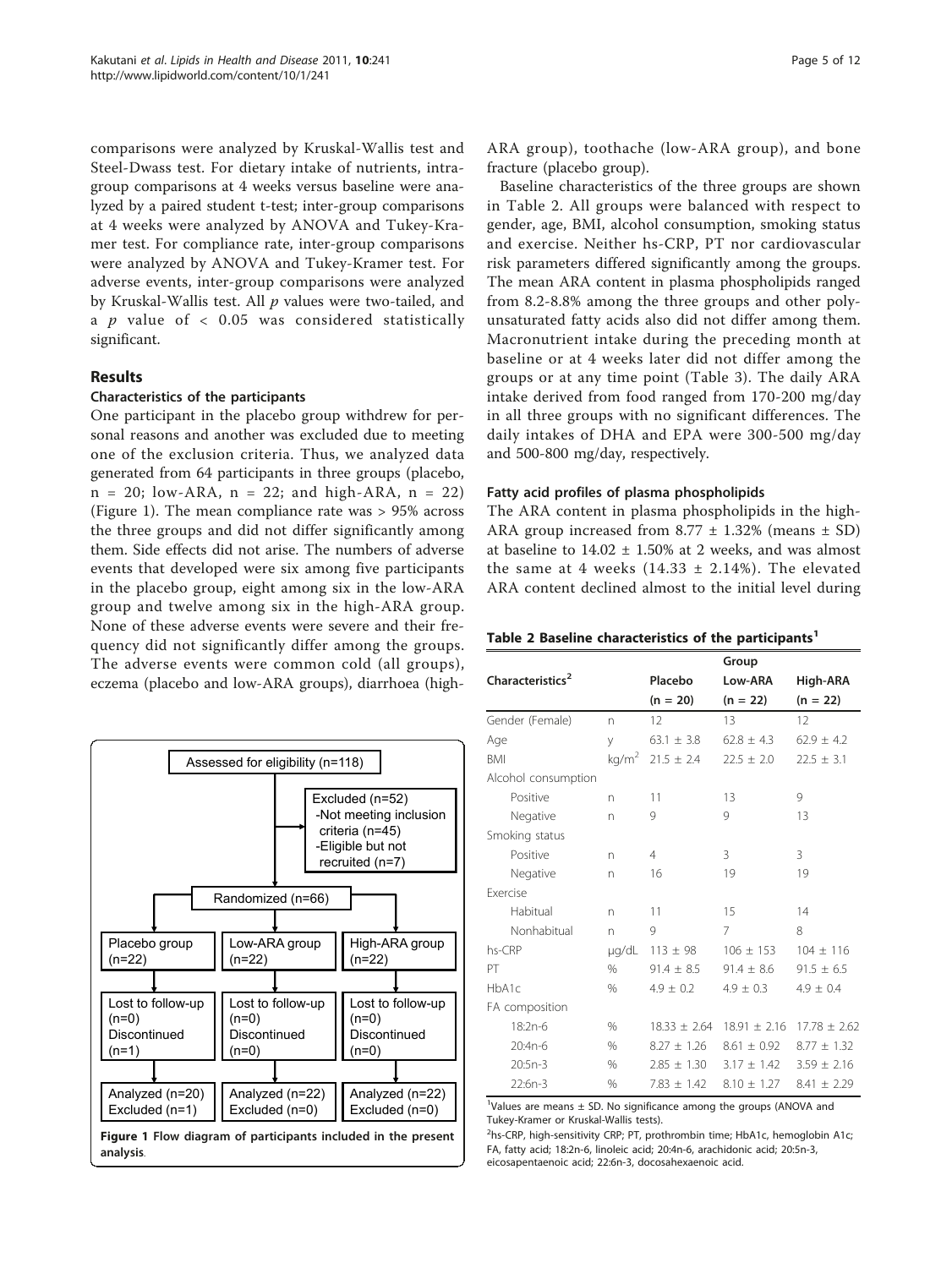comparisons were analyzed by Kruskal-Wallis test and Steel-Dwass test. For dietary intake of nutrients, intra-group comparisons at 4 weeks versus baseline were analyzed by a paired student t-test; inter-group comparisons at 4 weeks were analyzed by ANOVA and Tukey-Kramer test. For compliance rate, inter-group comparisons were analyzed by ANOVA and Tukey-Kramer test. For adverse events, inter-group comparisons were analyzed by Kruskal-Wallis test. All *p* values were two-tailed, and a *p* value of < 0.05 was considered statistically significant.

## Results

### Characteristics of the participants

One participant in the placebo group withdrew for personal reasons and another was excluded due to meeting one of the exclusion criteria. Thus, we analyzed data generated from 64 participants in three groups (placebo, n = 20; low-ARA, n = 22; and high-ARA, n = 22) (Figure 1). The mean compliance rate was > 95% across the three groups and did not differ significantly among them. Side effects did not arise. The numbers of adverse events that developed were six among five participants in the placebo group, eight among six in the low-ARA group and twelve among six in the high-ARA group. None of these adverse events were severe and their frequency did not significantly differ among the groups. The adverse events were common cold (all groups), eczema (placebo and low-ARA groups), diarrhoea (high-ARA group), toothache (low-ARA group), and bone fracture (placebo group).

Baseline characteristics of the three groups are shown in Table 2. All groups were balanced with respect to gender, age, BMI, alcohol consumption, smoking status and exercise. Neither hs-CRP, PT nor cardiovascular risk parameters differed significantly among the groups. The mean ARA content in plasma phospholipids ranged from 8.2-8.8% among the three groups and other polyunsaturated fatty acids also did not differ among them. Macronutrient intake during the preceding month at baseline or at 4 weeks later did not differ among the groups or at any time point (Table 3). The daily ARA intake derived from food ranged from 170-200 mg/day in all three groups with no significant differences. The daily intakes of DHA and EPA were 300-500 mg/day and 500-800 mg/day, respectively.

### Fatty acid profiles of plasma phospholipids

The ARA content in plasma phospholipids in the high-ARA group increased from 8.77 ± 1.32% (means ± SD) at baseline to 14.02 ± 1.50% at 2 weeks, and was almost the same at 4 weeks (14.33 ± 2.14%). The elevated ARA content declined almost to the initial level during

Assessed for eligibility (n=118)
Excluded (n=52): -Not meeting inclusion criteria (n=45); -Eligible but not recruited (n=7)
Randomized (n=66)

| Placebo group (n=22) | Low-ARA group (n=22) | High-ARA group (n=22) |
|---|---|---|
| Lost to follow-up (n=0) Discontinued (n=1) | Lost to follow-up (n=0) Discontinued (n=0) | Lost to follow-up (n=0) Discontinued (n=0) |
| Analyzed (n=20) Excluded (n=1) | Analyzed (n=22) Excluded (n=0) | Analyzed (n=22) Excluded (n=0) |

**Figure 1 Flow diagram of participants included in the present analysis**.

**Table 2 Baseline characteristics of the participants[1]**

| Characteristics[2] | | Placebo (n = 20) | Low-ARA (n = 22) | High-ARA (n = 22) |
|---|---|---|---|---|
| Gender (Female) | n | 12 | 13 | 12 |
| Age | y | 63.1 ± 3.8 | 62.8 ± 4.3 | 62.9 ± 4.2 |
| BMI | kg/m$^2$ | 21.5 ± 2.4 | 22.5 ± 2.0 | 22.5 ± 3.1 |
| Alcohol consumption | | | | |
| Positive | n | 11 | 13 | 9 |
| Negative | n | 9 | 9 | 13 |
| Smoking status | | | | |
| Positive | n | 4 | 3 | 3 |
| Negative | n | 16 | 19 | 19 |
| Exercise | | | | |
| Habitual | n | 11 | 15 | 14 |
| Nonhabitual | n | 9 | 7 | 8 |
| hs-CRP | μg/dL | 113 ± 98 | 106 ± 153 | 104 ± 116 |
| PT | % | 91.4 ± 8.5 | 91.4 ± 8.6 | 91.5 ± 6.5 |
| HbA1c | % | 4.9 ± 0.2 | 4.9 ± 0.3 | 4.9 ± 0.4 |
| FA composition | | | | |
| 18:2n-6 | % | 18.33 ± 2.64 | 18.91 ± 2.16 | 17.78 ± 2.62 |
| 20:4n-6 | % | 8.27 ± 1.26 | 8.61 ± 0.92 | 8.77 ± 1.32 |
| 20:5n-3 | % | 2.85 ± 1.30 | 3.17 ± 1.42 | 3.59 ± 2.16 |
| 22:6n-3 | % | 7.83 ± 1.42 | 8.10 ± 1.27 | 8.41 ± 2.29 |

[1]Values are means ± SD. No significance among the groups (ANOVA and Tukey-Kramer or Kruskal-Wallis tests).

[2]hs-CRP, high-sensitivity CRP; PT, prothrombin time; HbA1c, hemoglobin A1c; FA, fatty acid; 18:2n-6, linoleic acid; 20:4n-6, arachidonic acid; 20:5n-3, eicosapentaenoic acid; 22:6n-3, docosahexaenoic acid.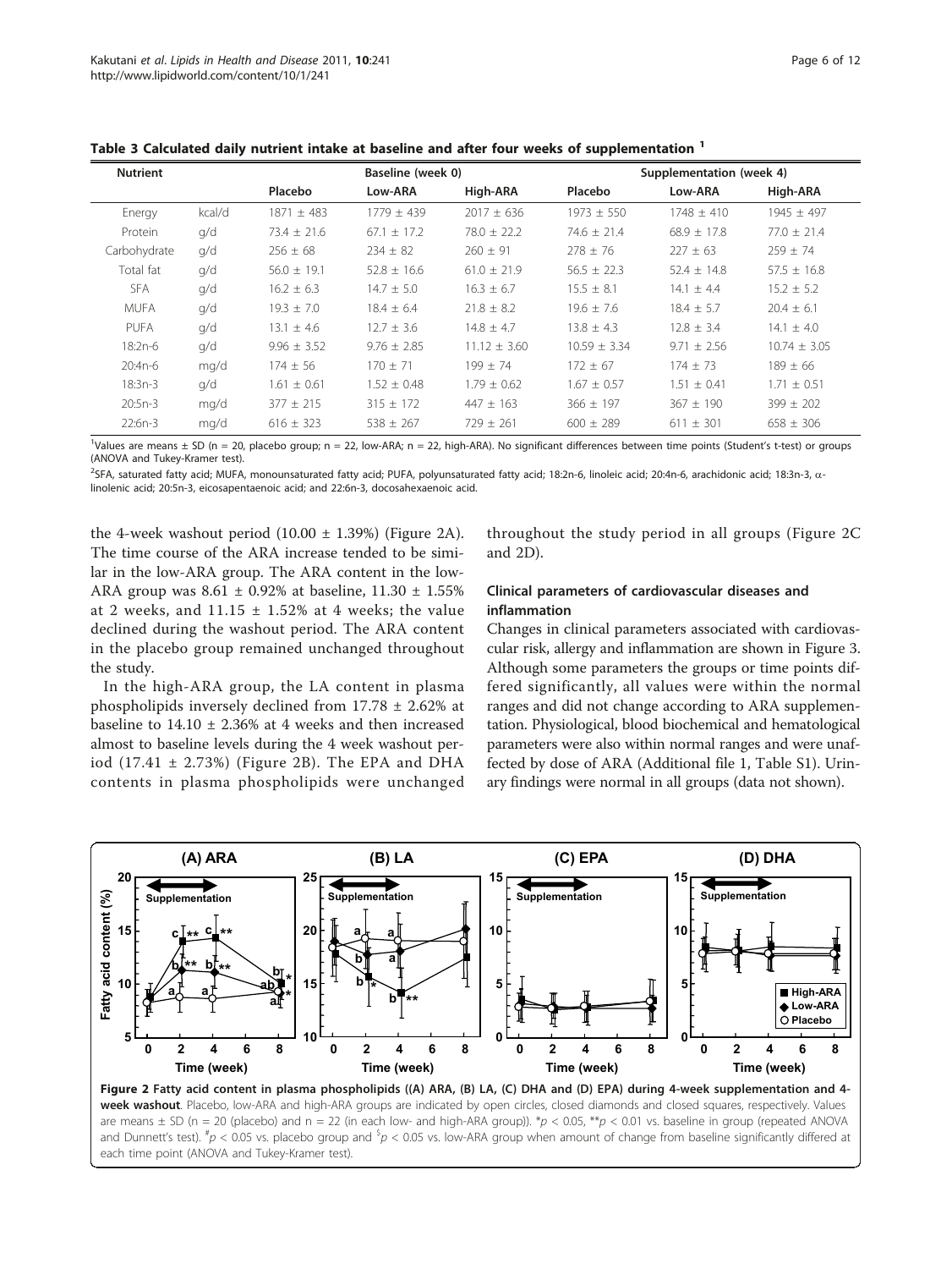**Table 3 Calculated daily nutrient intake at baseline and after four weeks of supplementation [1]**

| Nutrient | | Baseline (week 0) | | | Supplementation (week 4) | | |
|---|---|---|---|---|---|---|---|
| | | Placebo | Low-ARA | High-ARA | Placebo | Low-ARA | High-ARA |
| Energy | kcal/d | 1871 ± 483 | 1779 ± 439 | 2017 ± 636 | 1973 ± 550 | 1748 ± 410 | 1945 ± 497 |
| Protein | g/d | 73.4 ± 21.6 | 67.1 ± 17.2 | 78.0 ± 22.2 | 74.6 ± 21.4 | 68.9 ± 17.8 | 77.0 ± 21.4 |
| Carbohydrate | g/d | 256 ± 68 | 234 ± 82 | 260 ± 91 | 278 ± 76 | 227 ± 63 | 259 ± 74 |
| Total fat | g/d | 56.0 ± 19.1 | 52.8 ± 16.6 | 61.0 ± 21.9 | 56.5 ± 22.3 | 52.4 ± 14.8 | 57.5 ± 16.8 |
| SFA | g/d | 16.2 ± 6.3 | 14.7 ± 5.0 | 16.3 ± 6.7 | 15.5 ± 8.1 | 14.1 ± 4.4 | 15.2 ± 5.2 |
| MUFA | g/d | 19.3 ± 7.0 | 18.4 ± 6.4 | 21.8 ± 8.2 | 19.6 ± 7.6 | 18.4 ± 5.7 | 20.4 ± 6.1 |
| PUFA | g/d | 13.1 ± 4.6 | 12.7 ± 3.6 | 14.8 ± 4.7 | 13.8 ± 4.3 | 12.8 ± 3.4 | 14.1 ± 4.0 |
| 18:2n-6 | g/d | 9.96 ± 3.52 | 9.76 ± 2.85 | 11.12 ± 3.60 | 10.59 ± 3.34 | 9.71 ± 2.56 | 10.74 ± 3.05 |
| 20:4n-6 | mg/d | 174 ± 56 | 170 ± 71 | 199 ± 74 | 172 ± 67 | 174 ± 73 | 189 ± 66 |
| 18:3n-3 | g/d | 1.61 ± 0.61 | 1.52 ± 0.48 | 1.79 ± 0.62 | 1.67 ± 0.57 | 1.51 ± 0.41 | 1.71 ± 0.51 |
| 20:5n-3 | mg/d | 377 ± 215 | 315 ± 172 | 447 ± 163 | 366 ± 197 | 367 ± 190 | 399 ± 202 |
| 22:6n-3 | mg/d | 616 ± 323 | 538 ± 267 | 729 ± 261 | 600 ± 289 | 611 ± 301 | 658 ± 306 |

[1]Values are means ± SD (n = 20, placebo group; n = 22, low-ARA; n = 22, high-ARA). No significant differences between time points (Student's t-test) or groups (ANOVA and Tukey-Kramer test).

[2]SFA, saturated fatty acid; MUFA, monounsaturated fatty acid; PUFA, polyunsaturated fatty acid; 18:2n-6, linoleic acid; 20:4n-6, arachidonic acid; 18:3n-3, α-linolenic acid; 20:5n-3, eicosapentaenoic acid; and 22:6n-3, docosahexaenoic acid.

the 4-week washout period (10.00 ± 1.39%) (Figure 2A). The time course of the ARA increase tended to be similar in the low-ARA group. The ARA content in the low-ARA group was 8.61 ± 0.92% at baseline, 11.30 ± 1.55% at 2 weeks, and 11.15 ± 1.52% at 4 weeks; the value declined during the washout period. The ARA content in the placebo group remained unchanged throughout the study.

In the high-ARA group, the LA content in plasma phospholipids inversely declined from 17.78 ± 2.62% at baseline to 14.10 ± 2.36% at 4 weeks and then increased almost to baseline levels during the 4 week washout period (17.41 ± 2.73%) (Figure 2B). The EPA and DHA contents in plasma phospholipids were unchanged throughout the study period in all groups (Figure 2C and 2D).

### Clinical parameters of cardiovascular diseases and inflammation

Changes in clinical parameters associated with cardiovascular risk, allergy and inflammation are shown in Figure 3. Although some parameters the groups or time points differed significantly, all values were within the normal ranges and did not change according to ARA supplementation. Physiological, blood biochemical and hematological parameters were also within normal ranges and were unaffected by dose of ARA (Additional file 1, Table S1). Urinary findings were normal in all groups (data not shown).

**Figure 2 Fatty acid content in plasma phospholipids ((A) ARA, (B) LA, (C) DHA and (D) EPA) during 4-week supplementation and 4-week washout**. Placebo, low-ARA and high-ARA groups are indicated by open circles, closed diamonds and closed squares, respectively. Values are means ± SD (n = 20 (placebo) and n = 22 (in each low- and high-ARA group)). *$p < 0.05$, **$p < 0.01$ vs. baseline in group (repeated ANOVA and Dunnett's test). #$p < 0.05$ vs. placebo group and $p < 0.05 vs. low-ARA group when amount of change from baseline significantly differed at each time point (ANOVA and Tukey-Kramer test).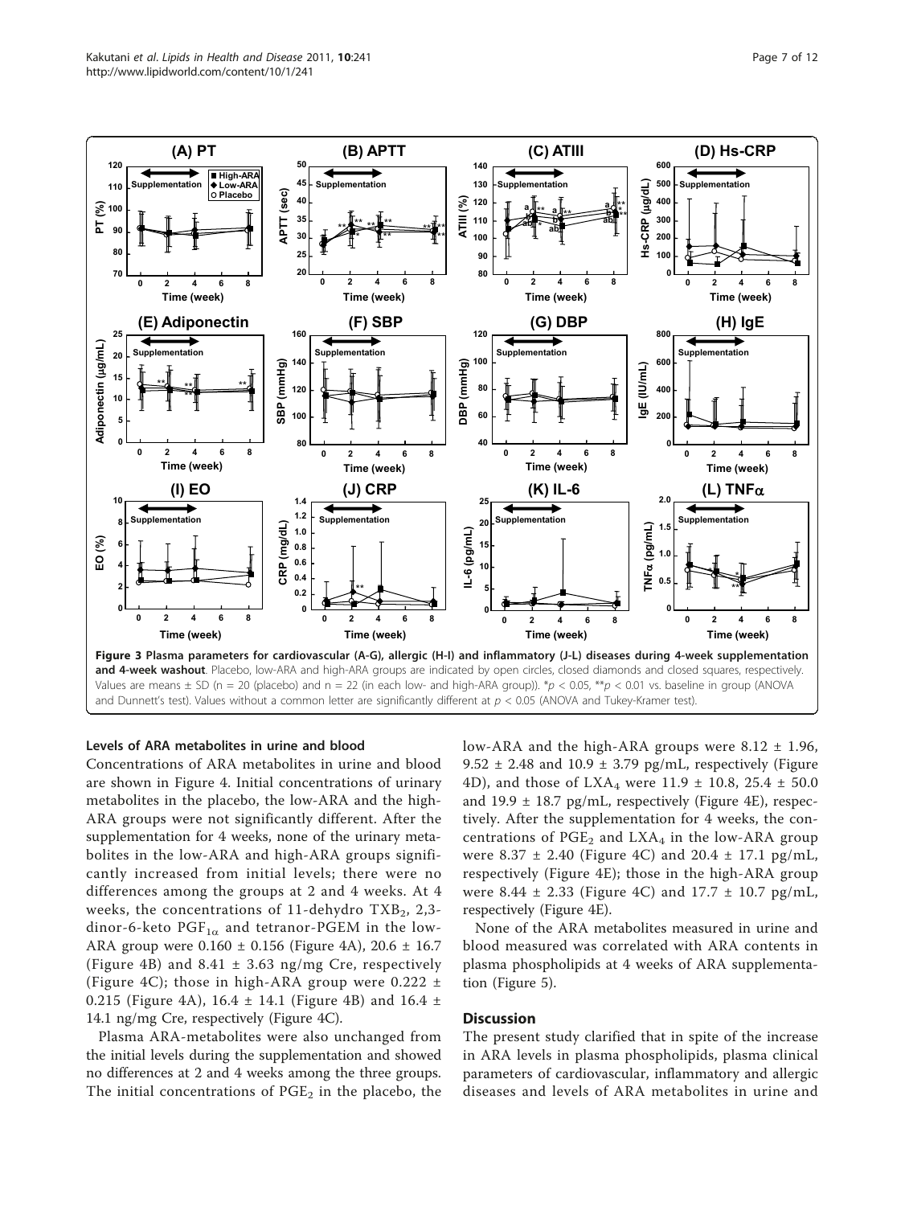**Figure 3 Plasma parameters for cardiovascular (A-G), allergic (H-I) and inflammatory (J-L) diseases during 4-week supplementation and 4-week washout**. Placebo, low-ARA and high-ARA groups are indicated by open circles, closed diamonds and closed squares, respectively. Values are means ± SD (n = 20 (placebo) and n = 22 (in each low- and high-ARA group)). \*$p < 0.05$, \*\*$p < 0.01$ vs. baseline in group (ANOVA and Dunnett's test). Values without a common letter are significantly different at $p < 0.05$ (ANOVA and Tukey-Kramer test).

#### Levels of ARA metabolites in urine and blood

Concentrations of ARA metabolites in urine and blood are shown in Figure 4. Initial concentrations of urinary metabolites in the placebo, the low-ARA and the high-ARA groups were not significantly different. After the supplementation for 4 weeks, none of the urinary metabolites in the low-ARA and high-ARA groups significantly increased from initial levels; there were no differences among the groups at 2 and 4 weeks. At 4 weeks, the concentrations of 11-dehydro $TXB_2$, 2,3-dinor-6-keto $PGF_{1\alpha}$ and tetranor-PGEM in the low-ARA group were 0.160 ± 0.156 (Figure 4A), 20.6 ± 16.7 (Figure 4B) and 8.41 ± 3.63 ng/mg Cre, respectively (Figure 4C); those in high-ARA group were 0.222 ± 0.215 (Figure 4A), 16.4 ± 14.1 (Figure 4B) and 16.4 ± 14.1 ng/mg Cre, respectively (Figure 4C).

Plasma ARA-metabolites were also unchanged from the initial levels during the supplementation and showed no differences at 2 and 4 weeks among the three groups. The initial concentrations of $PGE_2$ in the placebo, the low-ARA and the high-ARA groups were 8.12 ± 1.96, 9.52 ± 2.48 and 10.9 ± 3.79 pg/mL, respectively (Figure 4D), and those of $LXA_4$ were 11.9 ± 10.8, 25.4 ± 50.0 and 19.9 ± 18.7 pg/mL, respectively (Figure 4E), respectively. After the supplementation for 4 weeks, the concentrations of $PGE_2$ and $LXA_4$ in the low-ARA group were 8.37 ± 2.40 (Figure 4C) and 20.4 ± 17.1 pg/mL, respectively (Figure 4E); those in the high-ARA group were 8.44 ± 2.33 (Figure 4C) and 17.7 ± 10.7 pg/mL, respectively (Figure 4E).

None of the ARA metabolites measured in urine and blood measured was correlated with ARA contents in plasma phospholipids at 4 weeks of ARA supplementation (Figure 5).

## Discussion

The present study clarified that in spite of the increase in ARA levels in plasma phospholipids, plasma clinical parameters of cardiovascular, inflammatory and allergic diseases and levels of ARA metabolites in urine and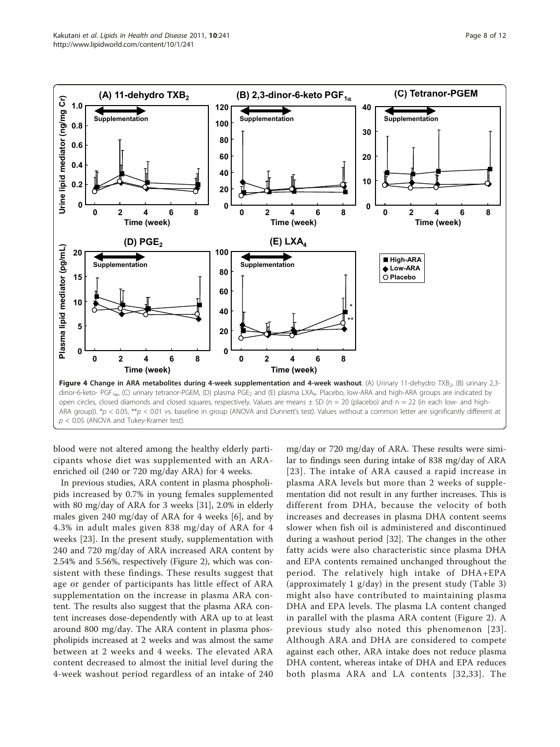**Figure 4 Change in ARA metabolites during 4-week supplementation and 4-week washout**. (A) Urinary 11-dehydro $TXB_2$, (B) urinary 2,3-dinor-6-keto- $PGF_{1\alpha}$, (C) urinary tetranor-PGEM, (D) plasma $PGE_2$ and (E) plasma $LXA_4$. Placebo, low-ARA and high-ARA groups are indicated by open circles, closed diamonds and closed squares, respectively. Values are means ± SD (n = 20 (placebo) and n = 22 (in each low- and high-ARA group)). \*$p < 0.05$, \*\*$p < 0.01$ vs. baseline in group (ANOVA and Dunnett's test). Values without a common letter are significantly different at $p < 0.05$ (ANOVA and Tukey-Kramer test).

blood were not altered among the healthy elderly participants whose diet was supplemented with an ARA-enriched oil (240 or 720 mg/day ARA) for 4 weeks.

In previous studies, ARA content in plasma phospholipids increased by 0.7% in young females supplemented with 80 mg/day of ARA for 3 weeks [31], 2.0% in elderly males given 240 mg/day of ARA for 4 weeks [6], and by 4.3% in adult males given 838 mg/day of ARA for 4 weeks [23]. In the present study, supplementation with 240 and 720 mg/day of ARA increased ARA content by 2.54% and 5.56%, respectively (Figure 2), which was consistent with these findings. These results suggest that age or gender of participants has little effect of ARA supplementation on the increase in plasma ARA content. The results also suggest that the plasma ARA content increases dose-dependently with ARA up to at least around 800 mg/day. The ARA content in plasma phospholipids increased at 2 weeks and was almost the same between at 2 weeks and 4 weeks. The elevated ARA content decreased to almost the initial level during the 4-week washout period regardless of an intake of 240 mg/day or 720 mg/day of ARA. These results were similar to findings seen during intake of 838 mg/day of ARA [23]. The intake of ARA caused a rapid increase in plasma ARA levels but more than 2 weeks of supplementation did not result in any further increases. This is different from DHA, because the velocity of both increases and decreases in plasma DHA content seems slower when fish oil is administered and discontinued during a washout period [32]. The changes in the other fatty acids were also characteristic since plasma DHA and EPA contents remained unchanged throughout the period. The relatively high intake of DHA+EPA (approximately 1 g/day) in the present study (Table 3) might also have contributed to maintaining plasma DHA and EPA levels. The plasma LA content changed in parallel with the plasma ARA content (Figure 2). A previous study also noted this phenomenon [23]. Although ARA and DHA are considered to compete against each other, ARA intake does not reduce plasma DHA content, whereas intake of DHA and EPA reduces both plasma ARA and LA contents [32,33]. The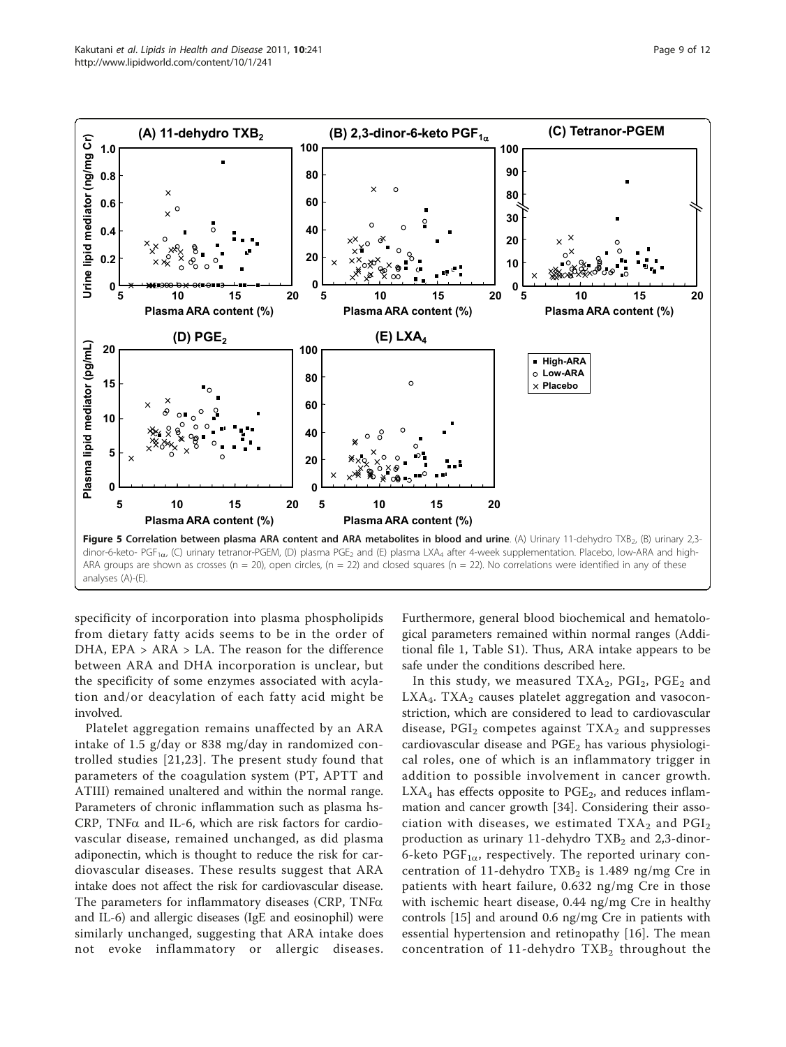**Figure 5 Correlation between plasma ARA content and ARA metabolites in blood and urine**. (A) Urinary 11-dehydro $TXB_2$, (B) urinary 2,3-dinor-6-keto- $PGF_{1\alpha}$, (C) urinary tetranor-PGEM, (D) plasma $PGE_2$ and (E) plasma $LXA_4$ after 4-week supplementation. Placebo, low-ARA and high-ARA groups are shown as crosses (n = 20), open circles, (n = 22) and closed squares (n = 22). No correlations were identified in any of these analyses (A)-(E).

specificity of incorporation into plasma phospholipids from dietary fatty acids seems to be in the order of DHA, EPA > ARA > LA. The reason for the difference between ARA and DHA incorporation is unclear, but the specificity of some enzymes associated with acylation and/or deacylation of each fatty acid might be involved.

Platelet aggregation remains unaffected by an ARA intake of 1.5 g/day or 838 mg/day in randomized controlled studies [21,23]. The present study found that parameters of the coagulation system (PT, APTT and ATIII) remained unaltered and within the normal range. Parameters of chronic inflammation such as plasma hs-CRP, TNF$\alpha$ and IL-6, which are risk factors for cardiovascular disease, remained unchanged, as did plasma adiponectin, which is thought to reduce the risk for cardiovascular diseases. These results suggest that ARA intake does not affect the risk for cardiovascular disease. The parameters for inflammatory diseases (CRP, TNF$\alpha$ and IL-6) and allergic diseases (IgE and eosinophil) were similarly unchanged, suggesting that ARA intake does not evoke inflammatory or allergic diseases. Furthermore, general blood biochemical and hematological parameters remained within normal ranges (Additional file 1, Table S1). Thus, ARA intake appears to be safe under the conditions described here.

In this study, we measured $TXA_2$, $PGI_2$, $PGE_2$ and $LXA_4$. $TXA_2$ causes platelet aggregation and vasoconstriction, which are considered to lead to cardiovascular disease, $PGI_2$ competes against $TXA_2$ and suppresses cardiovascular disease and $PGE_2$ has various physiological roles, one of which is an inflammatory trigger in addition to possible involvement in cancer growth. $LXA_4$ has effects opposite to $PGE_2$, and reduces inflammation and cancer growth [34]. Considering their association with diseases, we estimated $TXA_2$ and $PGI_2$ production as urinary 11-dehydro $TXB_2$ and 2,3-dinor-6-keto $PGF_{1\alpha}$, respectively. The reported urinary concentration of 11-dehydro $TXB_2$ is 1.489 ng/mg Cre in patients with heart failure, 0.632 ng/mg Cre in those with ischemic heart disease, 0.44 ng/mg Cre in healthy controls [15] and around 0.6 ng/mg Cre in patients with essential hypertension and retinopathy [16]. The mean concentration of 11-dehydro $TXB_2$ throughout the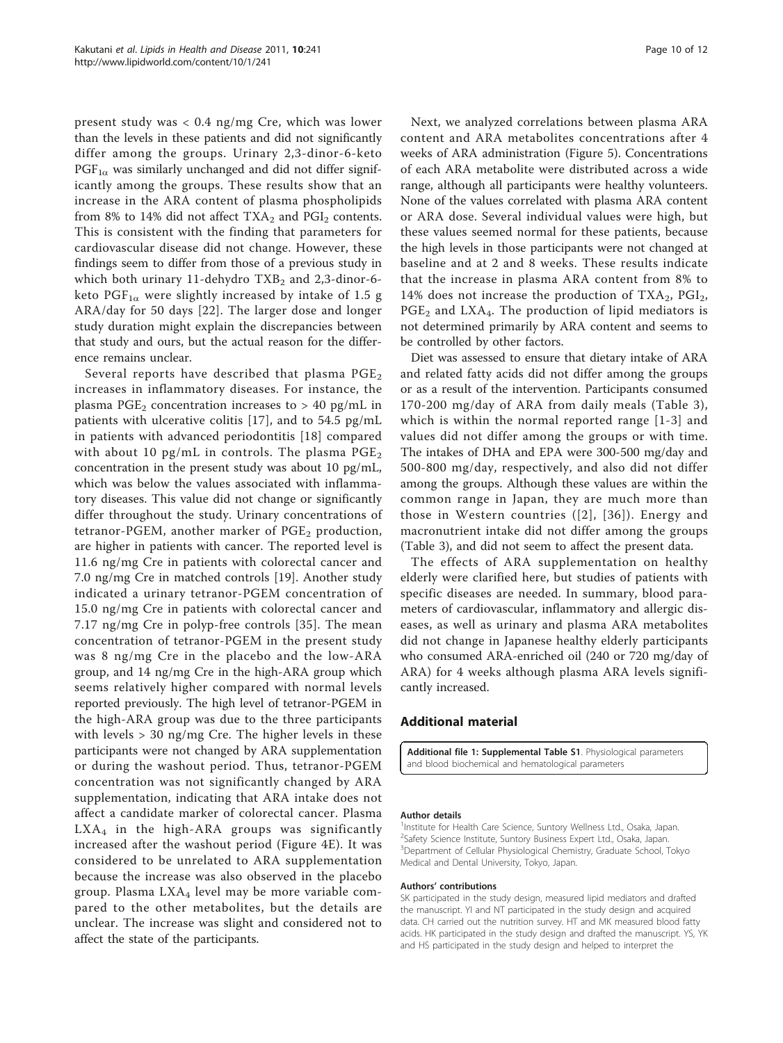present study was < 0.4 ng/mg Cre, which was lower than the levels in these patients and did not significantly differ among the groups. Urinary 2,3-dinor-6-keto $PGF_{1\alpha}$ was similarly unchanged and did not differ significantly among the groups. These results show that an increase in the ARA content of plasma phospholipids from 8% to 14% did not affect $TXA_2$ and $PGI_2$ contents. This is consistent with the finding that parameters for cardiovascular disease did not change. However, these findings seem to differ from those of a previous study in which both urinary 11-dehydro $TXB_2$ and 2,3-dinor-6-keto $PGF_{1\alpha}$ were slightly increased by intake of 1.5 g ARA/day for 50 days [22]. The larger dose and longer study duration might explain the discrepancies between that study and ours, but the actual reason for the difference remains unclear.

Several reports have described that plasma $PGE_2$ increases in inflammatory diseases. For instance, the plasma $PGE_2$ concentration increases to > 40 pg/mL in patients with ulcerative colitis [17], and to 54.5 pg/mL in patients with advanced periodontitis [18] compared with about 10 pg/mL in controls. The plasma $PGE_2$ concentration in the present study was about 10 pg/mL, which was below the values associated with inflammatory diseases. This value did not change or significantly differ throughout the study. Urinary concentrations of tetranor-PGEM, another marker of $PGE_2$ production, are higher in patients with cancer. The reported level is 11.6 ng/mg Cre in patients with colorectal cancer and 7.0 ng/mg Cre in matched controls [19]. Another study indicated a urinary tetranor-PGEM concentration of 15.0 ng/mg Cre in patients with colorectal cancer and 7.17 ng/mg Cre in polyp-free controls [35]. The mean concentration of tetranor-PGEM in the present study was 8 ng/mg Cre in the placebo and the low-ARA group, and 14 ng/mg Cre in the high-ARA group which seems relatively higher compared with normal levels reported previously. The high level of tetranor-PGEM in the high-ARA group was due to the three participants with levels > 30 ng/mg Cre. The higher levels in these participants were not changed by ARA supplementation or during the washout period. Thus, tetranor-PGEM concentration was not significantly changed by ARA supplementation, indicating that ARA intake does not affect a candidate marker of colorectal cancer. Plasma $LXA_4$ in the high-ARA groups was significantly increased after the washout period (Figure 4E). It was considered to be unrelated to ARA supplementation because the increase was also observed in the placebo group. Plasma $LXA_4$ level may be more variable compared to the other metabolites, but the details are unclear. The increase was slight and considered not to affect the state of the participants.

Next, we analyzed correlations between plasma ARA content and ARA metabolites concentrations after 4 weeks of ARA administration (Figure 5). Concentrations of each ARA metabolite were distributed across a wide range, although all participants were healthy volunteers. None of the values correlated with plasma ARA content or ARA dose. Several individual values were high, but these values seemed normal for these patients, because the high levels in those participants were not changed at baseline and at 2 and 8 weeks. These results indicate that the increase in plasma ARA content from 8% to 14% does not increase the production of $TXA_2$, $PGI_2$, $PGE_2$ and $LXA_4$. The production of lipid mediators is not determined primarily by ARA content and seems to be controlled by other factors.

Diet was assessed to ensure that dietary intake of ARA and related fatty acids did not differ among the groups or as a result of the intervention. Participants consumed 170-200 mg/day of ARA from daily meals (Table 3), which is within the normal reported range [1-3] and values did not differ among the groups or with time. The intakes of DHA and EPA were 300-500 mg/day and 500-800 mg/day, respectively, and also did not differ among the groups. Although these values are within the common range in Japan, they are much more than those in Western countries ([2], [36]). Energy and macronutrient intake did not differ among the groups (Table 3), and did not seem to affect the present data.

The effects of ARA supplementation on healthy elderly were clarified here, but studies of patients with specific diseases are needed. In summary, blood parameters of cardiovascular, inflammatory and allergic diseases, as well as urinary and plasma ARA metabolites did not change in Japanese healthy elderly participants who consumed ARA-enriched oil (240 or 720 mg/day of ARA) for 4 weeks although plasma ARA levels significantly increased.

## Additional material

**Additional file 1: Supplemental Table S1**. Physiological parameters and blood biochemical and hematological parameters

#### Author details

[1]Institute for Health Care Science, Suntory Wellness Ltd., Osaka, Japan. [2]Safety Science Institute, Suntory Business Expert Ltd., Osaka, Japan. [3]Department of Cellular Physiological Chemistry, Graduate School, Tokyo Medical and Dental University, Tokyo, Japan.

#### Authors' contributions

SK participated in the study design, measured lipid mediators and drafted the manuscript. YI and NT participated in the study design and acquired data. CH carried out the nutrition survey. HT and MK measured blood fatty acids. HK participated in the study design and drafted the manuscript. YS, YK and HS participated in the study design and helped to interpret the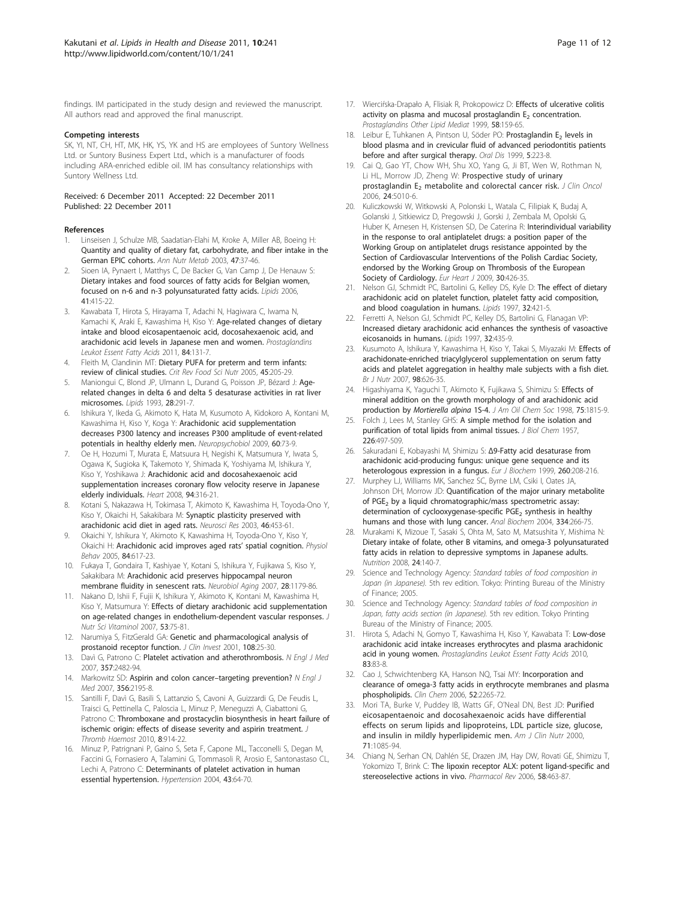findings. IM participated in the study design and reviewed the manuscript. All authors read and approved the final manuscript.

#### Competing interests

SK, YI, NT, CH, HT, MK, HK, YS, YK and HS are employees of Suntory Wellness Ltd. or Suntory Business Expert Ltd., which is a manufacturer of foods including ARA-enriched edible oil. IM has consultancy relationships with Suntory Wellness Ltd.

Received: 6 December 2011 Accepted: 22 December 2011
Published: 22 December 2011

#### References

1. Linseisen J, Schulze MB, Saadatian-Elahi M, Kroke A, Miller AB, Boeing H: **Quantity and quality of dietary fat, carbohydrate, and fiber intake in the German EPIC cohorts.** *Ann Nutr Metab* 2003, **47**:37-46.
2. Sioen IA, Pynaert I, Matthys C, De Backer G, Van Camp J, De Henauw S: **Dietary intakes and food sources of fatty acids for Belgian women, focused on n-6 and n-3 polyunsaturated fatty acids.** *Lipids* 2006, **41**:415-22.
3. Kawabata T, Hirota S, Hirayama T, Adachi N, Hagiwara C, Iwama N, Kamachi K, Araki E, Kawashima H, Kiso Y: **Age-related changes of dietary intake and blood eicosapentaenoic acid, docosahexaenoic acid, and arachidonic acid levels in Japanese men and women.** *Prostaglandins Leukot Essent Fatty Acids* 2011, **84**:131-7.
4. Fleith M, Clandinin MT: **Dietary PUFA for preterm and term infants: review of clinical studies.** *Crit Rev Food Sci Nutr* 2005, **45**:205-29.
5. Maniongui C, Blond JP, Ulmann L, Durand G, Poisson JP, Bézard J: **Age-related changes in delta 6 and delta 5 desaturase activities in rat liver microsomes.** *Lipids* 1993, **28**:291-7.
6. Ishikura Y, Ikeda G, Akimoto K, Hata M, Kusumoto A, Kidokoro A, Kontani M, Kawashima H, Kiso Y, Koga Y: **Arachidonic acid supplementation decreases P300 latency and increases P300 amplitude of event-related potentials in healthy elderly men.** *Neuropsychobiol* 2009, **60**:73-9.
7. Oe H, Hozumi T, Murata E, Matsuura H, Negishi K, Matsumura Y, Iwata S, Ogawa K, Sugioka K, Takemoto Y, Shimada K, Yoshiyama M, Ishikura Y, Kiso Y, Yoshikawa J: **Arachidonic acid and docosahexaenoic acid supplementation increases coronary flow velocity reserve in Japanese elderly individuals.** *Heart* 2008, **94**:316-21.
8. Kotani S, Nakazawa H, Tokimasa T, Akimoto K, Kawashima H, Toyoda-Ono Y, Kiso Y, Okaichi H, Sakakibara M: **Synaptic plasticity preserved with arachidonic acid diet in aged rats.** *Neurosci Res* 2003, **46**:453-61.
9. Okaichi Y, Ishikura Y, Akimoto K, Kawashima H, Toyoda-Ono Y, Kiso Y, Okaichi H: **Arachidonic acid improves aged rats' spatial cognition.** *Physiol Behav* 2005, **84**:617-23.
10. Fukaya T, Gondaira T, Kashiyae Y, Kotani S, Ishikura Y, Fujikawa S, Kiso Y, Sakakibara M: **Arachidonic acid preserves hippocampal neuron membrane fluidity in senescent rats.** *Neurobiol Aging* 2007, **28**:1179-86.
11. Nakano D, Ishii F, Fujii K, Ishikura Y, Akimoto K, Kontani M, Kawashima H, Kiso Y, Matsumura Y: **Effects of dietary arachidonic acid supplementation on age-related changes in endothelium-dependent vascular responses.** *J Nutr Sci Vitaminol* 2007, **53**:75-81.
12. Narumiya S, FitzGerald GA: **Genetic and pharmacological analysis of prostanoid receptor function.** *J Clin Invest* 2001, **108**:25-30.
13. Davì G, Patrono C: **Platelet activation and atherothrombosis.** *N Engl J Med* 2007, **357**:2482-94.
14. Markowitz SD: **Aspirin and colon cancer–targeting prevention?** *N Engl J Med* 2007, **356**:2195-8.
15. Santilli F, Davì G, Basili S, Lattanzio S, Cavoni A, Guizzardi G, De Feudis L, Traisci G, Pettinella C, Paloscia L, Minuz P, Meneguzzi A, Ciabattoni G, Patrono C: **Thromboxane and prostacyclin biosynthesis in heart failure of ischemic origin: effects of disease severity and aspirin treatment.** *J Thromb Haemost* 2010, **8**:914-22.
16. Minuz P, Patrignani P, Gaino S, Seta F, Capone ML, Tacconelli S, Degan M, Faccini G, Fornasiero A, Talamini G, Tommasoli R, Arosio E, Santonastaso CL, Lechi A, Patrono C: **Determinants of platelet activation in human essential hypertension.** *Hypertension* 2004, **43**:64-70.
17. Wiercińska-Drapało A, Flisiak R, Prokopowicz D: **Effects of ulcerative colitis activity on plasma and mucosal prostaglandin $E_2$ concentration.** *Prostaglandins Other Lipid Mediat* 1999, **58**:159-65.
18. Leibur E, Tuhkanen A, Pintson U, Söder PO: **Prostaglandin $E_2$ levels in blood plasma and in crevicular fluid of advanced periodontitis patients before and after surgical therapy.** *Oral Dis* 1999, **5**:223-8.
19. Cai Q, Gao YT, Chow WH, Shu XO, Yang G, Ji BT, Wen W, Rothman N, Li HL, Morrow JD, Zheng W: **Prospective study of urinary prostaglandin $E_2$ metabolite and colorectal cancer risk.** *J Clin Oncol* 2006, **24**:5010-6.
20. Kuliczkowski W, Witkowski A, Polonski L, Watala C, Filipiak K, Budaj A, Golanski J, Sitkiewicz D, Pregowski J, Gorski J, Zembala M, Opolski G, Huber K, Arnesen H, Kristensen SD, De Caterina R: **Interindividual variability in the response to oral antiplatelet drugs: a position paper of the Working Group on antiplatelet drugs resistance appointed by the Section of Cardiovascular Interventions of the Polish Cardiac Society, endorsed by the Working Group on Thrombosis of the European Society of Cardiology.** *Eur Heart J* 2009, **30**:426-35.
21. Nelson GJ, Schmidt PC, Bartolini G, Kelley DS, Kyle D: **The effect of dietary arachidonic acid on platelet function, platelet fatty acid composition, and blood coagulation in humans.** *Lipids* 1997, **32**:421-5.
22. Ferretti A, Nelson GJ, Schmidt PC, Kelley DS, Bartolini G, Flanagan VP: **Increased dietary arachidonic acid enhances the synthesis of vasoactive eicosanoids in humans.** *Lipids* 1997, **32**:435-9.
23. Kusumoto A, Ishikura Y, Kawashima H, Kiso Y, Takai S, Miyazaki M: **Effects of arachidonate-enriched triacylglycerol supplementation on serum fatty acids and platelet aggregation in healthy male subjects with a fish diet.** *Br J Nutr* 2007, **98**:626-35.
24. Higashiyama K, Yaguchi T, Akimoto K, Fujikawa S, Shimizu S: **Effects of mineral addition on the growth morphology of and arachidonic acid production by *Mortierella alpina* 1S-4.** *J Am Oil Chem Soc* 1998, **75**:1815-9.
25. Folch J, Lees M, Stanley GHS: **A simple method for the isolation and purification of total lipids from animal tissues.** *J Biol Chem* 1957, **226**:497-509.
26. Sakuradani E, Kobayashi M, Shimizu S: **Δ9-Fatty acid desaturase from arachidonic acid-producing fungus: unique gene sequence and its heterologous expression in a fungus.** *Eur J Biochem* 1999, **260**:208-216.
27. Murphey LJ, Williams MK, Sanchez SC, Byrne LM, Csiki I, Oates JA, Johnson DH, Morrow JD: **Quantification of the major urinary metabolite of $PGE_2$ by a liquid chromatographic/mass spectrometric assay: determination of cyclooxygenase-specific $PGE_2$ synthesis in healthy humans and those with lung cancer.** *Anal Biochem* 2004, **334**:266-75.
28. Murakami K, Mizoue T, Sasaki S, Ohta M, Sato M, Matsushita Y, Mishima N: **Dietary intake of folate, other B vitamins, and omega-3 polyunsaturated fatty acids in relation to depressive symptoms in Japanese adults.** *Nutrition* 2008, **24**:140-7.
29. Science and Technology Agency: *Standard tables of food composition in Japan (in Japanese).* 5th rev edition. Tokyo: Printing Bureau of the Ministry of Finance; 2005.
30. Science and Technology Agency: *Standard tables of food composition in Japan, fatty acids section (in Japanese).* 5th rev edition. Tokyo Printing Bureau of the Ministry of Finance; 2005.
31. Hirota S, Adachi N, Gomyo T, Kawashima H, Kiso Y, Kawabata T: **Low-dose arachidonic acid intake increases erythrocytes and plasma arachidonic acid in young women.** *Prostaglandins Leukot Essent Fatty Acids* 2010, **83**:83-8.
32. Cao J, Schwichtenberg KA, Hanson NQ, Tsai MY: **Incorporation and clearance of omega-3 fatty acids in erythrocyte membranes and plasma phospholipids.** *Clin Chem* 2006, **52**:2265-72.
33. Mori TA, Burke V, Puddey IB, Watts GF, O'Neal DN, Best JD: **Purified eicosapentaenoic and docosahexaenoic acids have differential effects on serum lipids and lipoproteins, LDL particle size, glucose, and insulin in mildly hyperlipidemic men.** *Am J Clin Nutr* 2000, **71**:1085-94.
34. Chiang N, Serhan CN, Dahlén SE, Drazen JM, Hay DW, Rovati GE, Shimizu T, Yokomizo T, Brink C: **The lipoxin receptor ALX: potent ligand-specific and stereoselective actions in vivo.** *Pharmacol Rev* 2006, **58**:463-87.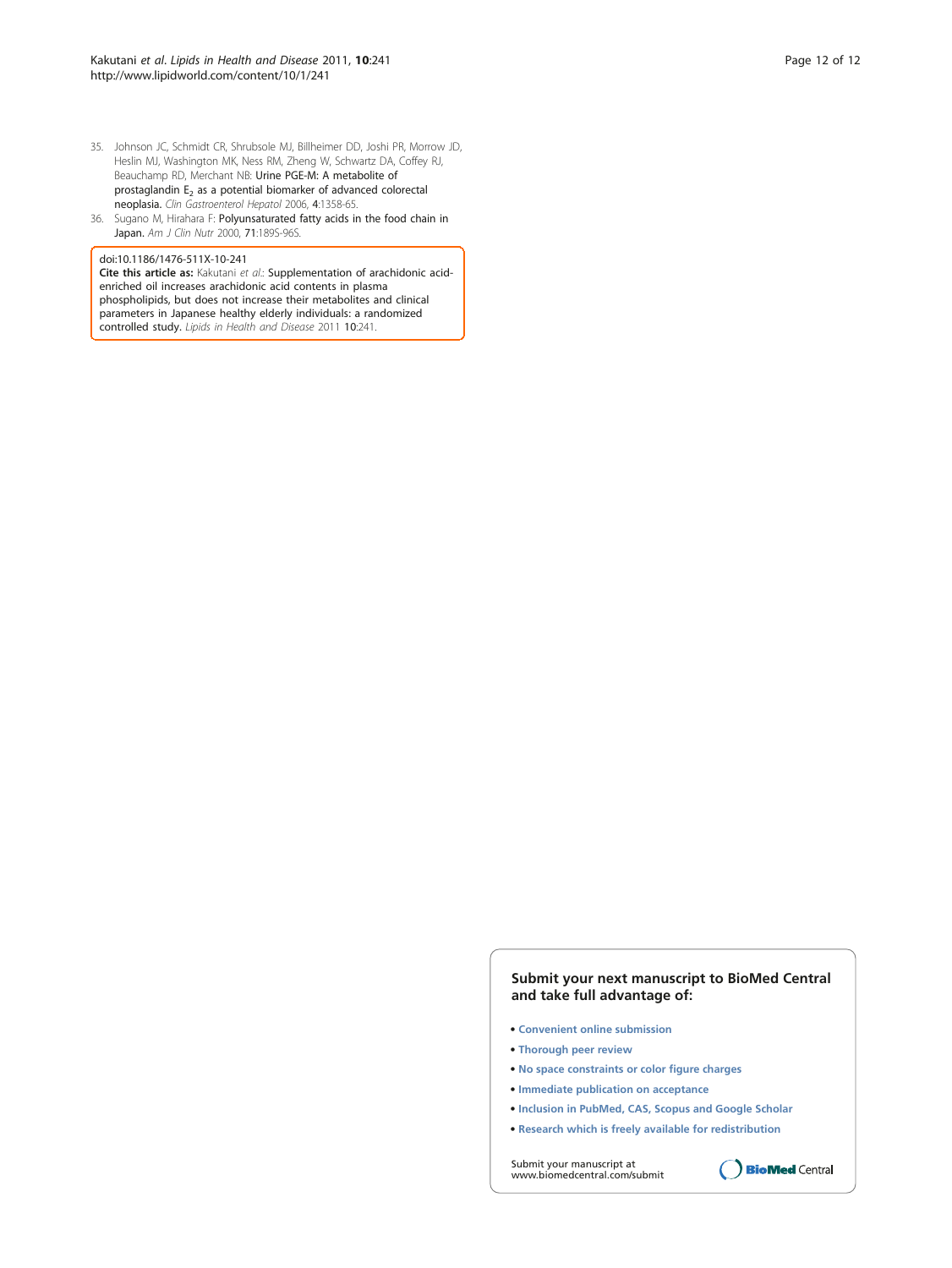35. Johnson JC, Schmidt CR, Shrubsole MJ, Billheimer DD, Joshi PR, Morrow JD, Heslin MJ, Washington MK, Ness RM, Zheng W, Schwartz DA, Coffey RJ, Beauchamp RD, Merchant NB: **Urine PGE-M: A metabolite of prostaglandin $E_2$ as a potential biomarker of advanced colorectal neoplasia.** *Clin Gastroenterol Hepatol* 2006, **4**:1358-65.
36. Sugano M, Hirahara F: **Polyunsaturated fatty acids in the food chain in Japan.** *Am J Clin Nutr* 2000, **71**:189S-96S.

doi:10.1186/1476-511X-10-241

**Cite this article as:** Kakutani *et al.*: Supplementation of arachidonic acid-enriched oil increases arachidonic acid contents in plasma phospholipids, but does not increase their metabolites and clinical parameters in Japanese healthy elderly individuals: a randomized controlled study. *Lipids in Health and Disease* 2011 **10**:241.

**Submit your next manuscript to BioMed Central and take full advantage of:**

- **Convenient online submission**
- **Thorough peer review**
- **No space constraints or color figure charges**
- **Immediate publication on acceptance**
- **Inclusion in PubMed, CAS, Scopus and Google Scholar**
- **Research which is freely available for redistribution**

Submit your manuscript at
www.biomedcentral.com/submit

BioMed Central